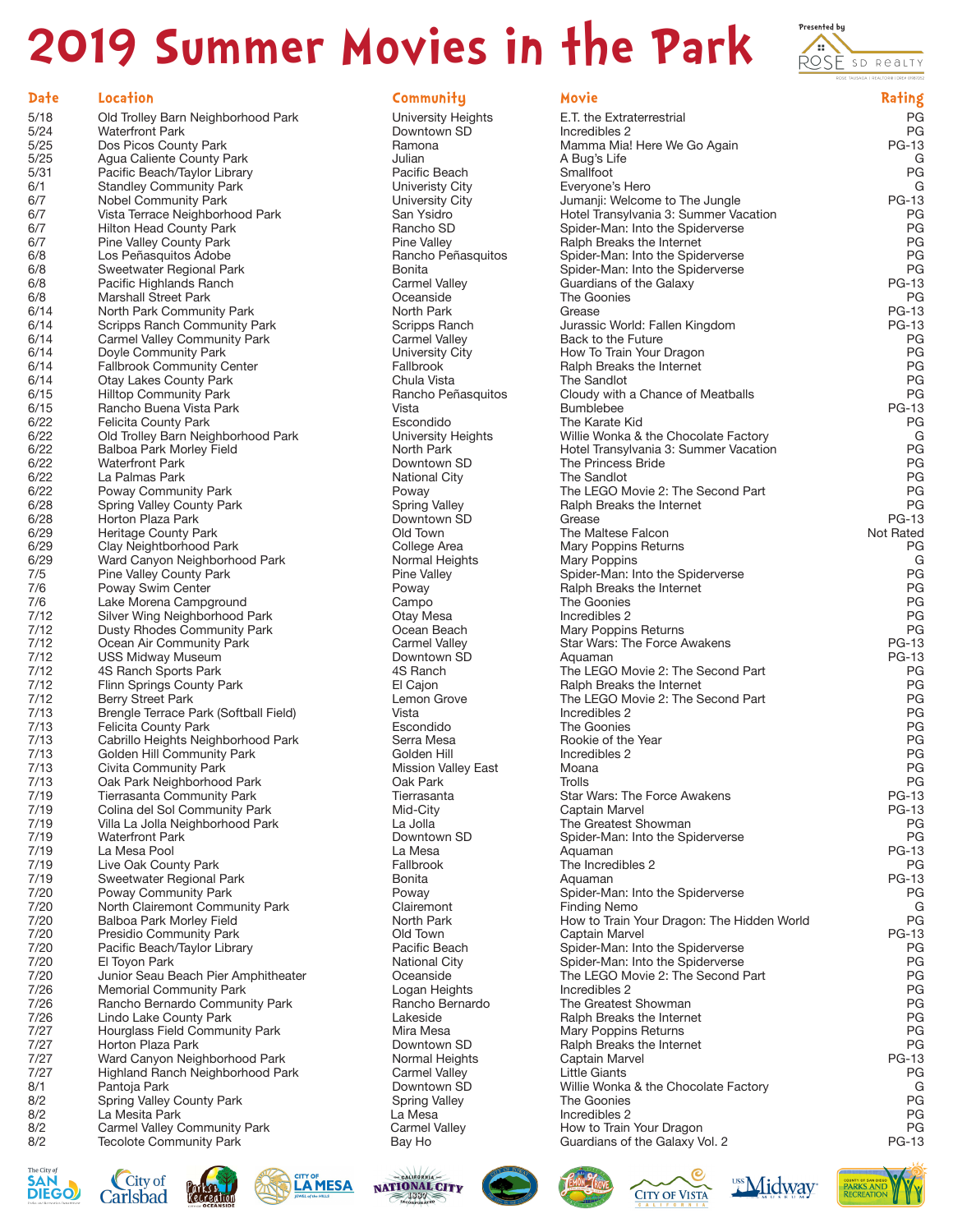# 2019 Summer Movies in the Park

Presented by ROSE SD Realty

| Date | Location | Community | Movie | Rating |
|---|---|---|---|---|
| 5/18 | Old Trolley Barn Neighborhood Park | University Heights | E.T. the Extraterrestrial | PG |
| 5/24 | Waterfront Park | Downtown SD | Incredibles 2 | PG |
| 5/25 | Dos Picos County Park | Ramona | Mamma Mia! Here We Go Again | PG-13 |
| 5/25 | Agua Caliente County Park | Julian | A Bug's Life | G |
| 5/31 | Pacific Beach/Taylor Library | Pacific Beach | Smallfoot | PG |
| 6/1 | Standley Community Park | Unievrsity City | Everyone's Hero | G |
| 6/7 | Nobel Community Park | University City | Jumanji: Welcome to The Jungle | PG-13 |
| 6/7 | Vista Terrace Neighborhood Park | San Ysidro | Hotel Transylvania 3: Summer Vacation | PG |
| 6/7 | Hilton Head County Park | Rancho SD | Spider-Man: Into the Spiderverse | PG |
| 6/7 | Pine Valley County Park | Pine Valley | Ralph Breaks the Internet | PG |
| 6/8 | Los Peñasquitos Adobe | Rancho Peñasquitos | Spider-Man: Into the Spiderverse | PG |
| 6/8 | Sweetwater Regional Park | Bonita | Spider-Man: Into the Spiderverse | PG |
| 6/8 | Pacific Highlands Ranch | Carmel Valley | Guardians of the Galaxy | PG-13 |
| 6/8 | Marshall Street Park | Oceanside | The Goonies | PG |
| 6/14 | North Park Community Park | North Park | Grease | PG-13 |
| 6/14 | Scripps Ranch Community Park | Scripps Ranch | Jurassic World: Fallen Kingdom | PG-13 |
| 6/14 | Carmel Valley Community Park | Carmel Valley | Back to the Future | PG |
| 6/14 | Doyle Community Park | University City | How To Train Your Dragon | PG |
| 6/14 | Fallbrook Community Center | Fallbrook | Ralph Breaks the Internet | PG |
| 6/14 | Otay Lakes County Park | Chula Vista | The Sandlot | PG |
| 6/15 | Hilltop Community Park | Rancho Peñasquitos | Cloudy with a Chance of Meatballs | PG |
| 6/15 | Rancho Buena Vista Park | Vista | Bumblebee | PG-13 |
| 6/22 | Felicita County Park | Escondido | The Karate Kid | PG |
| 6/22 | Old Trolley Barn Neighborhood Park | University Heights | Willie Wonka & the Chocolate Factory | G |
| 6/22 | Balboa Park Morley Field | North Park | Hotel Transylvania 3: Summer Vacation | PG |
| 6/22 | Waterfront Park | Downtown SD | The Princess Bride | PG |
| 6/22 | La Palmas Park | National City | The Sandlot | PG |
| 6/22 | Poway Community Park | Poway | The LEGO Movie 2: The Second Part | PG |
| 6/28 | Spring Valley County Park | Spring Valley | Ralph Breaks the Internet | PG |
| 6/28 | Horton Plaza Park | Downtown SD | Grease | PG-13 |
| 6/29 | Heritage County Park | Old Town | The Maltese Falcon | Not Rated |
| 6/29 | Clay Neightborhood Park | College Area | Mary Poppins Returns | PG |
| 6/29 | Ward Canyon Neighborhood Park | Normal Heights | Mary Poppins | G |
| 7/5 | Pine Valley County Park | Pine Valley | Spider-Man: Into the Spiderverse | PG |
| 7/6 | Poway Swim Center | Poway | Ralph Breaks the Internet | PG |
| 7/6 | Lake Morena Campground | Campo | The Goonies | PG |
| 7/12 | Silver Wing Neighborhood Park | Otay Mesa | Incredibles 2 | PG |
| 7/12 | Dusty Rhodes Community Park | Ocean Beach | Mary Poppins Returns | PG |
| 7/12 | Ocean Air Community Park | Carmel Valley | Star Wars: The Force Awakens | PG-13 |
| 7/12 | USS Midway Museum | Downtown SD | Aquaman | PG-13 |
| 7/12 | 4S Ranch Sports Park | 4S Ranch | The LEGO Movie 2: The Second Part | PG |
| 7/12 | Flinn Springs County Park | El Cajon | Ralph Breaks the Internet | PG |
| 7/12 | Berry Street Park | Lemon Grove | The LEGO Movie 2: The Second Part | PG |
| 7/13 | Brengle Terrace Park (Softball Field) | Vista | Incredibles 2 | PG |
| 7/13 | Felicita County Park | Escondido | The Goonies | PG |
| 7/13 | Cabrillo Heights Neighborhood Park | Serra Mesa | Rookie of the Year | PG |
| 7/13 | Golden Hill Community Park | Golden Hill | Incredibles 2 | PG |
| 7/13 | Civita Community Park | Mission Valley East | Moana | PG |
| 7/13 | Oak Park Neighborhood Park | Oak Park | Trolls | PG |
| 7/19 | Tierrasanta Community Park | Tierrasanta | Star Wars: The Force Awakens | PG-13 |
| 7/19 | Colina del Sol Community Park | Mid-City | Captain Marvel | PG-13 |
| 7/19 | Villa La Jolla Neighborhood Park | La Jolla | The Greatest Showman | PG |
| 7/19 | Waterfront Park | Downtown SD | Spider-Man: Into the Spiderverse | PG |
| 7/19 | La Mesa Pool | La Mesa | Aquaman | PG-13 |
| 7/19 | Live Oak County Park | Fallbrook | The Incredibles 2 | PG |
| 7/19 | Sweetwater Regional Park | Bonita | Aquaman | PG-13 |
| 7/20 | Poway Community Park | Poway | Spider-Man: Into the Spiderverse | PG |
| 7/20 | North Clairemont Community Park | Clairemont | Finding Nemo | G |
| 7/20 | Balboa Park Morley Field | North Park | How to Train Your Dragon: The Hidden World | PG |
| 7/20 | Presidio Community Park | Old Town | Captain Marvel | PG-13 |
| 7/20 | Pacific Beach/Taylor Library | Pacific Beach | Spider-Man: Into the Spiderverse | PG |
| 7/20 | El Toyon Park | National City | Spider-Man: Into the Spiderverse | PG |
| 7/20 | Junior Seau Beach Pier Amphitheater | Oceanside | The LEGO Movie 2: The Second Part | PG |
| 7/26 | Memorial Community Park | Logan Heights | Incredibles 2 | PG |
| 7/26 | Rancho Bernardo Community Park | Rancho Bernardo | The Greatest Showman | PG |
| 7/26 | Lindo Lake County Park | Lakeside | Ralph Breaks the Internet | PG |
| 7/27 | Hourglass Field Community Park | Mira Mesa | Mary Poppins Returns | PG |
| 7/27 | Horton Plaza Park | Downtown SD | Ralph Breaks the Internet | PG |
| 7/27 | Ward Canyon Neighborhood Park | Normal Heights | Captain Marvel | PG-13 |
| 7/27 | Highland Ranch Neighborhood Park | Carmel Valley | Little Giants | PG |
| 8/1 | Pantoja Park | Downtown SD | Willie Wonka & the Chocolate Factory | G |
| 8/2 | Spring Valley County Park | Spring Valley | The Goonies | PG |
| 8/2 | La Mesita Park | La Mesa | Incredibles 2 | PG |
| 8/2 | Carmel Valley Community Park | Carmel Valley | How to Train Your Dragon | PG |
| 8/2 | Tecolote Community Park | Bay Ho | Guardians of the Galaxy Vol. 2 | PG-13 |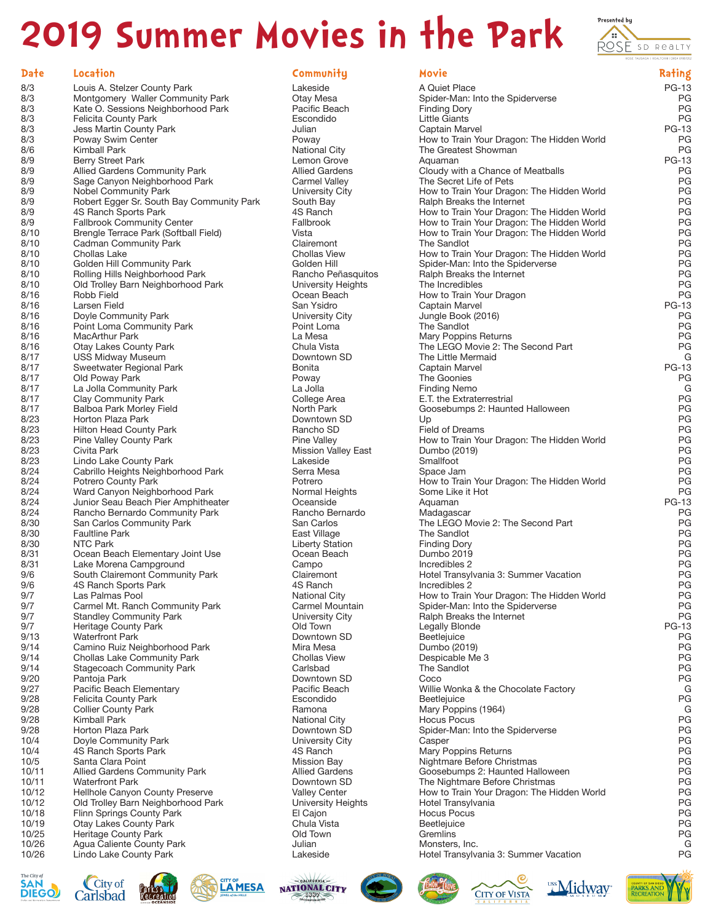# 2019 Summer Movies in the Park

Presented by ROSE SD REALTY

| Date | Location | Community | Movie | Rating |
|---|---|---|---|---|
| 8/3 | Louis A. Stelzer County Park | Lakeside | A Quiet Place | PG-13 |
| 8/3 | Montgomery Waller Community Park | Otay Mesa | Spider-Man: Into the Spiderverse | PG |
| 8/3 | Kate O. Sessions Neighborhood Park | Pacific Beach | Finding Dory | PG |
| 8/3 | Felicita County Park | Escondido | Little Giants | PG |
| 8/3 | Jess Martin County Park | Julian | Captain Marvel | PG-13 |
| 8/3 | Poway Swim Center | Poway | How to Train Your Dragon: The Hidden World | PG |
| 8/6 | Kimball Park | National City | The Greatest Showman | PG |
| 8/9 | Berry Street Park | Lemon Grove | Aquaman | PG-13 |
| 8/9 | Allied Gardens Community Park | Allied Gardens | Cloudy with a Chance of Meatballs | PG |
| 8/9 | Sage Canyon Neighborhood Park | Carmel Valley | The Secret Life of Pets | PG |
| 8/9 | Nobel Community Park | University City | How to Train Your Dragon: The Hidden World | PG |
| 8/9 | Robert Egger Sr. South Bay Community Park | South Bay | Ralph Breaks the Internet | PG |
| 8/9 | 4S Ranch Sports Park | 4S Ranch | How to Train Your Dragon: The Hidden World | PG |
| 8/9 | Fallbrook Community Center | Fallbrook | How to Train Your Dragon: The Hidden World | PG |
| 8/10 | Brengle Terrace Park (Softball Field) | Vista | How to Train Your Dragon: The Hidden World | PG |
| 8/10 | Cadman Community Park | Clairemont | The Sandlot | PG |
| 8/10 | Chollas Lake | Chollas View | How to Train Your Dragon: The Hidden World | PG |
| 8/10 | Golden Hill Community Park | Golden Hill | Spider-Man: Into the Spiderverse | PG |
| 8/10 | Rolling Hills Neighborhood Park | Rancho Peñasquitos | Ralph Breaks the Internet | PG |
| 8/10 | Old Trolley Barn Neighborhood Park | University Heights | The Incredibles | PG |
| 8/16 | Robb Field | Ocean Beach | How to Train Your Dragon | PG |
| 8/16 | Larsen Field | San Ysidro | Captain Marvel | PG-13 |
| 8/16 | Doyle Community Park | University City | Jungle Book (2016) | PG |
| 8/16 | Point Loma Community Park | Point Loma | The Sandlot | PG |
| 8/16 | MacArthur Park | La Mesa | Mary Poppins Returns | PG |
| 8/16 | Otay Lakes County Park | Chula Vista | The LEGO Movie 2: The Second Part | PG |
| 8/17 | USS Midway Museum | Downtown SD | The Little Mermaid | G |
| 8/17 | Sweetwater Regional Park | Bonita | Captain Marvel | PG-13 |
| 8/17 | Old Poway Park | Poway | The Goonies | PG |
| 8/17 | La Jolla Community Park | La Jolla | Finding Nemo | G |
| 8/17 | Clay Community Park | College Area | E.T. the Extraterrestrial | PG |
| 8/17 | Balboa Park Morley Field | North Park | Goosebumps 2: Haunted Halloween | PG |
| 8/23 | Horton Plaza Park | Downtown SD | Up | PG |
| 8/23 | Hilton Head County Park | Rancho SD | Field of Dreams | PG |
| 8/23 | Pine Valley County Park | Pine Valley | How to Train Your Dragon: The Hidden World | PG |
| 8/23 | Civita Park | Mission Valley East | Dumbo (2019) | PG |
| 8/23 | Lindo Lake County Park | Lakeside | Smallfoot | PG |
| 8/24 | Cabrillo Heights Neighborhood Park | Serra Mesa | Space Jam | PG |
| 8/24 | Potrero County Park | Potrero | How to Train Your Dragon: The Hidden World | PG |
| 8/24 | Ward Canyon Neighborhood Park | Normal Heights | Some Like it Hot | PG |
| 8/24 | Junior Seau Beach Pier Amphitheater | Oceanside | Aquaman | PG-13 |
| 8/24 | Rancho Bernardo Community Park | Rancho Bernardo | Madagascar | PG |
| 8/30 | San Carlos Community Park | San Carlos | The LEGO Movie 2: The Second Part | PG |
| 8/30 | Faultline Park | East Village | The Sandlot | PG |
| 8/30 | NTC Park | Liberty Station | Finding Dory | PG |
| 8/31 | Ocean Beach Elementary Joint Use | Ocean Beach | Dumbo 2019 | PG |
| 8/31 | Lake Morena Campground | Campo | Incredibles 2 | PG |
| 9/6 | South Clairemont Community Park | Clairemont | Hotel Transylvania 3: Summer Vacation | PG |
| 9/6 | 4S Ranch Sports Park | 4S Ranch | Incredibles 2 | PG |
| 9/7 | Las Palmas Pool | National City | How to Train Your Dragon: The Hidden World | PG |
| 9/7 | Carmel Mt. Ranch Community Park | Carmel Mountain | Spider-Man: Into the Spiderverse | PG |
| 9/7 | Standley Community Park | University City | Ralph Breaks the Internet | PG |
| 9/7 | Heritage County Park | Old Town | Legally Blonde | PG-13 |
| 9/13 | Waterfront Park | Downtown SD | Beetlejuice | PG |
| 9/14 | Camino Ruiz Neighborhood Park | Mira Mesa | Dumbo (2019) | PG |
| 9/14 | Chollas Lake Community Park | Chollas View | Despicable Me 3 | PG |
| 9/14 | Stagecoach Community Park | Carlsbad | The Sandlot | PG |
| 9/20 | Pantoja Park | Downtown SD | Coco | PG |
| 9/27 | Pacific Beach Elementary | Pacific Beach | Willie Wonka & the Chocolate Factory | G |
| 9/28 | Felicita County Park | Escondido | Beetlejuice | PG |
| 9/28 | Collier County Park | Ramona | Mary Poppins (1964) | G |
| 9/28 | Kimball Park | National City | Hocus Pocus | PG |
| 9/28 | Horton Plaza Park | Downtown SD | Spider-Man: Into the Spiderverse | PG |
| 10/4 | Doyle Community Park | University City | Casper | PG |
| 10/4 | 4S Ranch Sports Park | 4S Ranch | Mary Poppins Returns | PG |
| 10/5 | Santa Clara Point | Mission Bay | Nightmare Before Christmas | PG |
| 10/11 | Allied Gardens Community Park | Allied Gardens | Goosebumps 2: Haunted Halloween | PG |
| 10/11 | Waterfront Park | Downtown SD | The Nightmare Before Christmas | PG |
| 10/12 | Hellhole Canyon County Preserve | Valley Center | How to Train Your Dragon: The Hidden World | PG |
| 10/12 | Old Trolley Barn Neighborhood Park | University Heights | Hotel Transylvania | PG |
| 10/18 | Flinn Springs County Park | El Cajon | Hocus Pocus | PG |
| 10/19 | Otay Lakes County Park | Chula Vista | Beetlejuice | PG |
| 10/25 | Heritage County Park | Old Town | Gremlins | PG |
| 10/26 | Agua Caliente County Park | Julian | Monsters, Inc. | G |
| 10/26 | Lindo Lake County Park | Lakeside | Hotel Transylvania 3: Summer Vacation | PG |